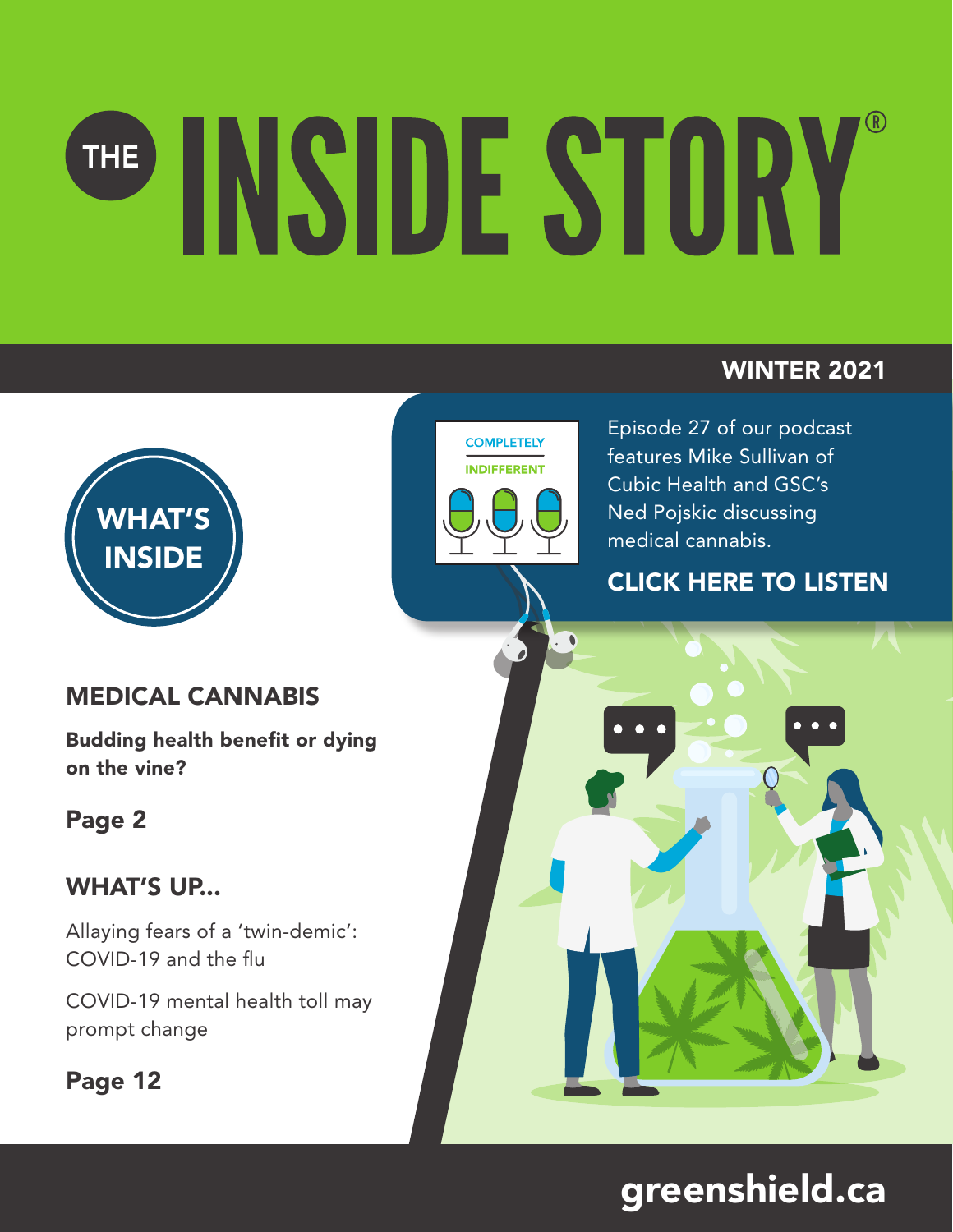# THE INSIDE STORY®

**WINTER 2021**

## WHAT'S INSIDE

COMPLETELY INDIFFERENT

Episode 27 of our podcast features Mike Sullivan of Cubic Health and GSC's Ned Pojskic discussing medical cannabis.

**CLICK HERE TO LISTEN**

### MEDICAL CANNABIS

**Budding health benefit or dying on the vine?**

**Page 2**

### WHAT'S UP...

Allaying fears of a 'twin-demic': COVID-19 and the flu

COVID-19 mental health toll may prompt change

**Page 12**

**greenshield.ca**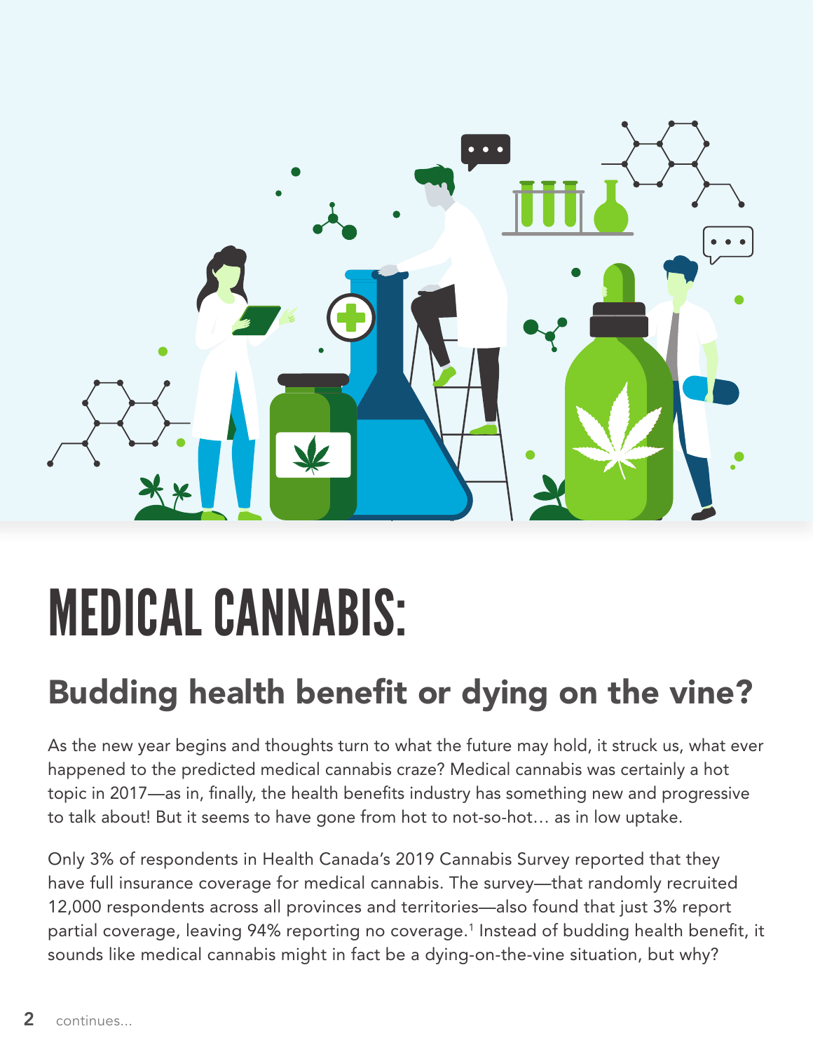# MEDICAL CANNABIS:

## Budding health benefit or dying on the vine?

As the new year begins and thoughts turn to what the future may hold, it struck us, what ever happened to the predicted medical cannabis craze? Medical cannabis was certainly a hot topic in 2017—as in, finally, the health benefits industry has something new and progressive to talk about! But it seems to have gone from hot to not-so-hot… as in low uptake.

Only 3% of respondents in Health Canada's 2019 Cannabis Survey reported that they have full insurance coverage for medical cannabis. The survey—that randomly recruited 12,000 respondents across all provinces and territories—also found that just 3% report partial coverage, leaving 94% reporting no coverage.[1] Instead of budding health benefit, it sounds like medical cannabis might in fact be a dying-on-the-vine situation, but why?

continues…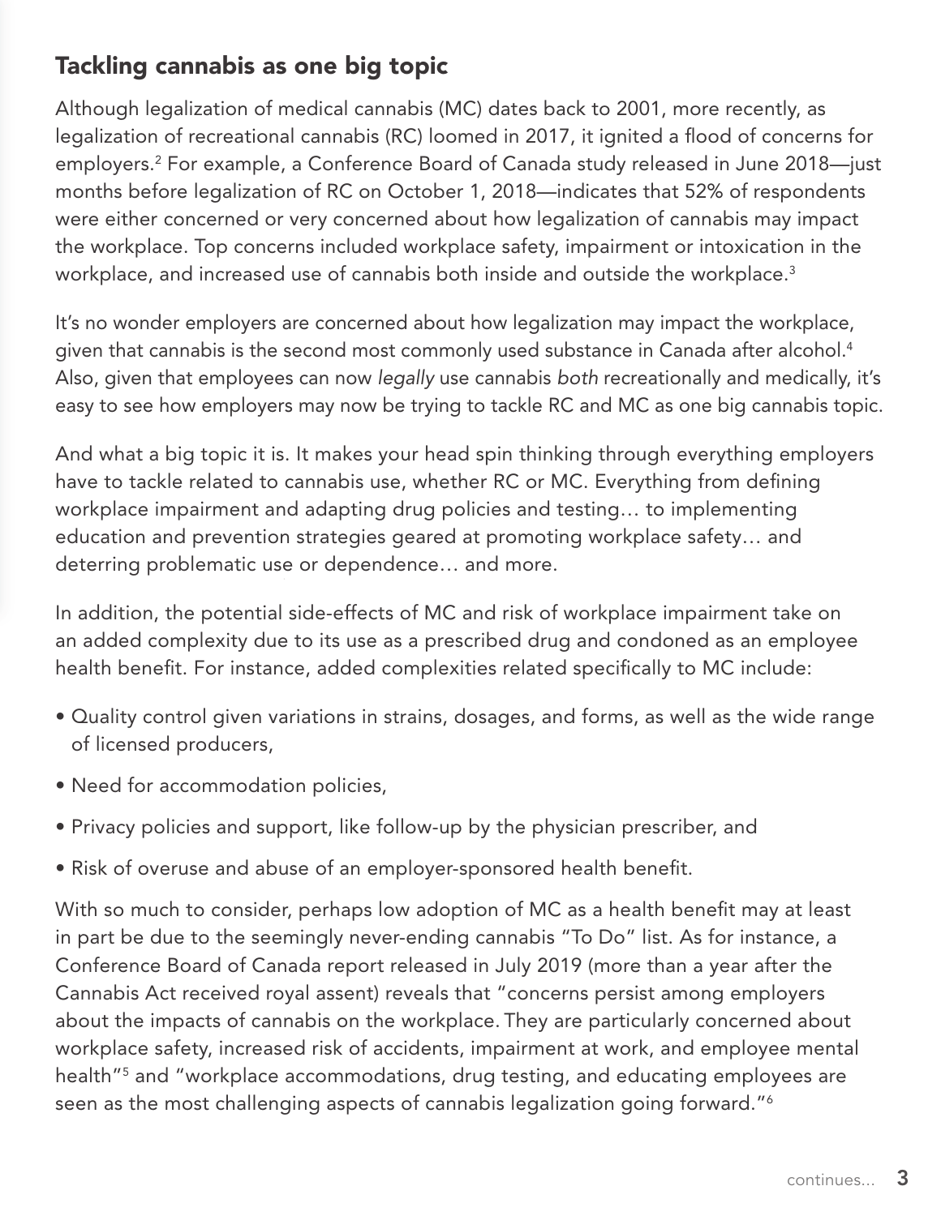## Tackling cannabis as one big topic

Although legalization of medical cannabis (MC) dates back to 2001, more recently, as legalization of recreational cannabis (RC) loomed in 2017, it ignited a flood of concerns for employers.[2] For example, a Conference Board of Canada study released in June 2018—just months before legalization of RC on October 1, 2018—indicates that 52% of respondents were either concerned or very concerned about how legalization of cannabis may impact the workplace. Top concerns included workplace safety, impairment or intoxication in the workplace, and increased use of cannabis both inside and outside the workplace.[3]

It's no wonder employers are concerned about how legalization may impact the workplace, given that cannabis is the second most commonly used substance in Canada after alcohol.[4] Also, given that employees can now *legally* use cannabis *both* recreationally and medically, it's easy to see how employers may now be trying to tackle RC and MC as one big cannabis topic.

And what a big topic it is. It makes your head spin thinking through everything employers have to tackle related to cannabis use, whether RC or MC. Everything from defining workplace impairment and adapting drug policies and testing… to implementing education and prevention strategies geared at promoting workplace safety… and deterring problematic use or dependence… and more.

In addition, the potential side-effects of MC and risk of workplace impairment take on an added complexity due to its use as a prescribed drug and condoned as an employee health benefit. For instance, added complexities related specifically to MC include:

- Quality control given variations in strains, dosages, and forms, as well as the wide range of licensed producers,
- Need for accommodation policies,
- Privacy policies and support, like follow-up by the physician prescriber, and
- Risk of overuse and abuse of an employer-sponsored health benefit.

With so much to consider, perhaps low adoption of MC as a health benefit may at least in part be due to the seemingly never-ending cannabis "To Do" list. As for instance, a Conference Board of Canada report released in July 2019 (more than a year after the Cannabis Act received royal assent) reveals that "concerns persist among employers about the impacts of cannabis on the workplace. They are particularly concerned about workplace safety, increased risk of accidents, impairment at work, and employee mental health"[5] and "workplace accommodations, drug testing, and educating employees are seen as the most challenging aspects of cannabis legalization going forward."[6]

continues...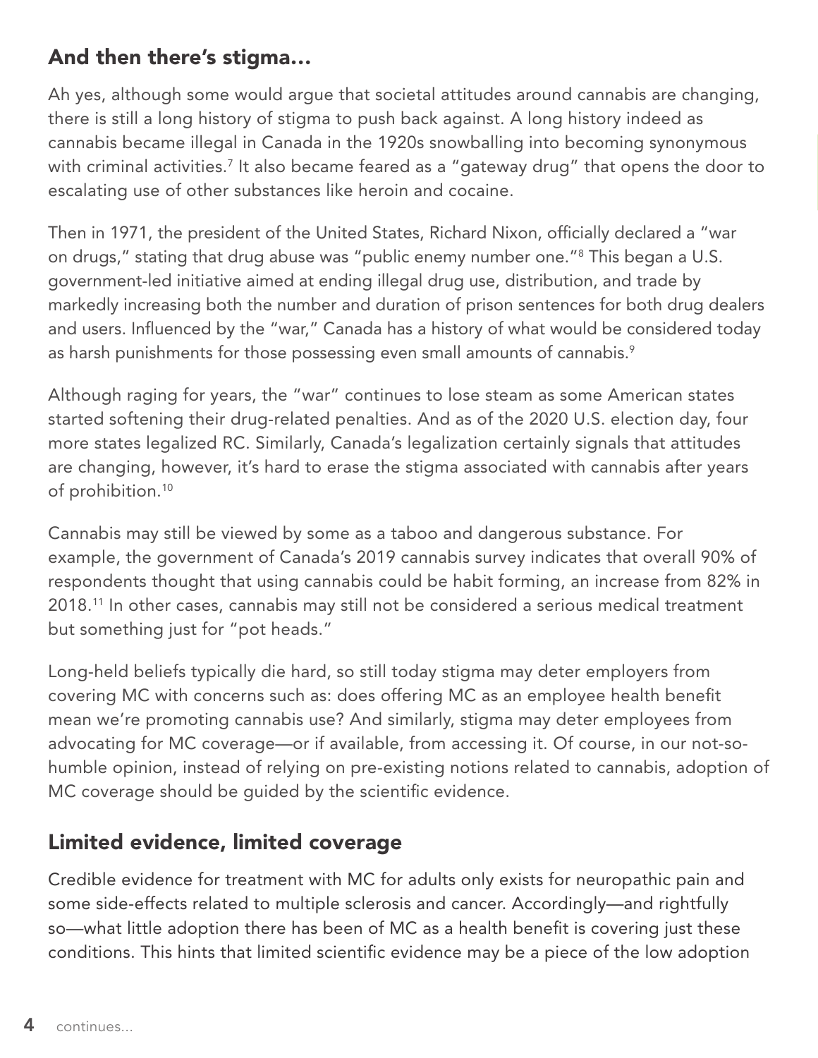## And then there's stigma…

Ah yes, although some would argue that societal attitudes around cannabis are changing, there is still a long history of stigma to push back against. A long history indeed as cannabis became illegal in Canada in the 1920s snowballing into becoming synonymous with criminal activities.[7] It also became feared as a "gateway drug" that opens the door to escalating use of other substances like heroin and cocaine.

Then in 1971, the president of the United States, Richard Nixon, officially declared a "war on drugs," stating that drug abuse was "public enemy number one."[8] This began a U.S. government-led initiative aimed at ending illegal drug use, distribution, and trade by markedly increasing both the number and duration of prison sentences for both drug dealers and users. Influenced by the "war," Canada has a history of what would be considered today as harsh punishments for those possessing even small amounts of cannabis.[9]

Although raging for years, the "war" continues to lose steam as some American states started softening their drug-related penalties. And as of the 2020 U.S. election day, four more states legalized RC. Similarly, Canada's legalization certainly signals that attitudes are changing, however, it's hard to erase the stigma associated with cannabis after years of prohibition.[10]

Cannabis may still be viewed by some as a taboo and dangerous substance. For example, the government of Canada's 2019 cannabis survey indicates that overall 90% of respondents thought that using cannabis could be habit forming, an increase from 82% in 2018.[11] In other cases, cannabis may still not be considered a serious medical treatment but something just for "pot heads."

Long-held beliefs typically die hard, so still today stigma may deter employers from covering MC with concerns such as: does offering MC as an employee health benefit mean we're promoting cannabis use? And similarly, stigma may deter employees from advocating for MC coverage—or if available, from accessing it. Of course, in our not-so-humble opinion, instead of relying on pre-existing notions related to cannabis, adoption of MC coverage should be guided by the scientific evidence.

## Limited evidence, limited coverage

Credible evidence for treatment with MC for adults only exists for neuropathic pain and some side-effects related to multiple sclerosis and cancer. Accordingly—and rightfully so—what little adoption there has been of MC as a health benefit is covering just these conditions. This hints that limited scientific evidence may be a piece of the low adoption

continues…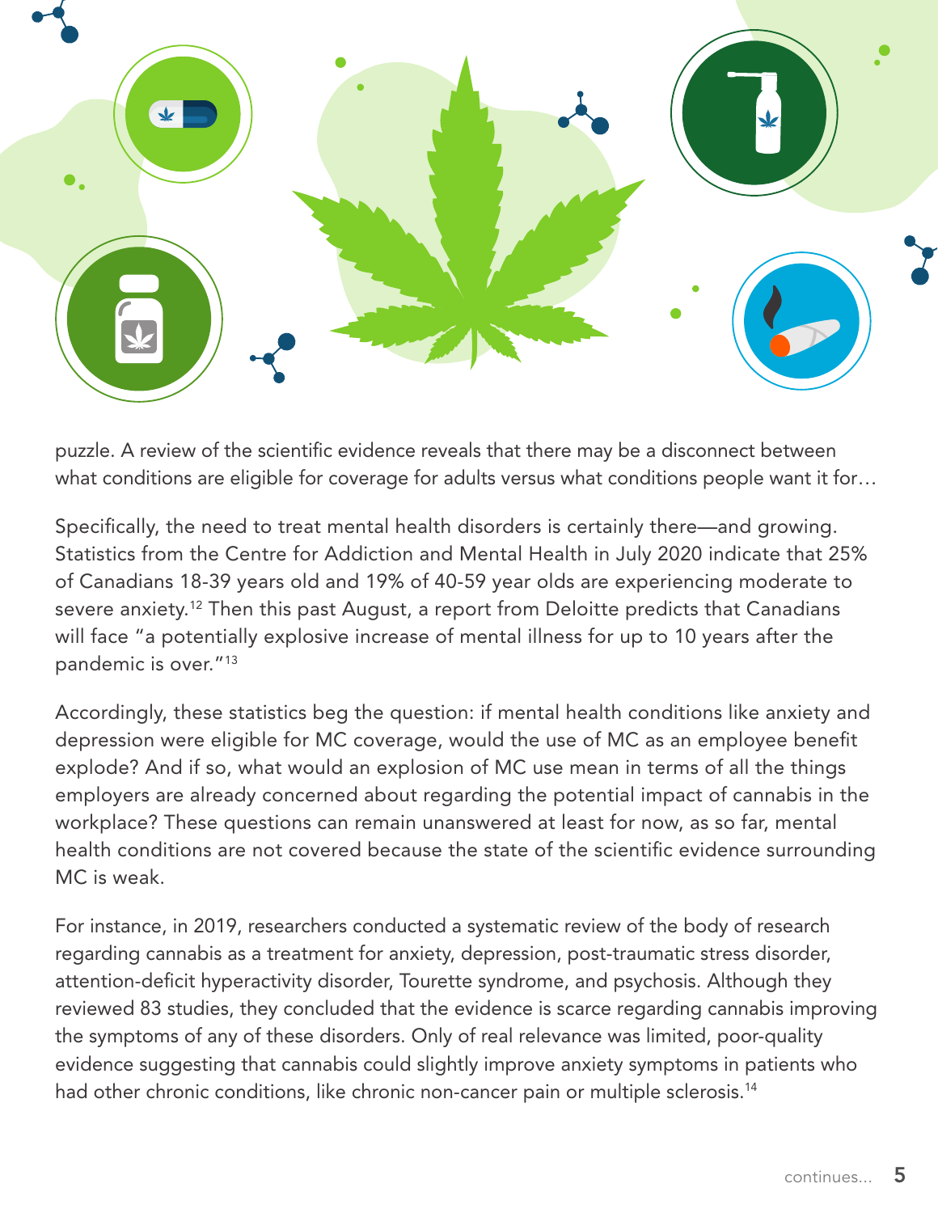puzzle. A review of the scientific evidence reveals that there may be a disconnect between what conditions are eligible for coverage for adults versus what conditions people want it for…

Specifically, the need to treat mental health disorders is certainly there—and growing. Statistics from the Centre for Addiction and Mental Health in July 2020 indicate that 25% of Canadians 18-39 years old and 19% of 40-59 year olds are experiencing moderate to severe anxiety.[12] Then this past August, a report from Deloitte predicts that Canadians will face "a potentially explosive increase of mental illness for up to 10 years after the pandemic is over."[13]

Accordingly, these statistics beg the question: if mental health conditions like anxiety and depression were eligible for MC coverage, would the use of MC as an employee benefit explode? And if so, what would an explosion of MC use mean in terms of all the things employers are already concerned about regarding the potential impact of cannabis in the workplace? These questions can remain unanswered at least for now, as so far, mental health conditions are not covered because the state of the scientific evidence surrounding MC is weak.

For instance, in 2019, researchers conducted a systematic review of the body of research regarding cannabis as a treatment for anxiety, depression, post-traumatic stress disorder, attention-deficit hyperactivity disorder, Tourette syndrome, and psychosis. Although they reviewed 83 studies, they concluded that the evidence is scarce regarding cannabis improving the symptoms of any of these disorders. Only of real relevance was limited, poor-quality evidence suggesting that cannabis could slightly improve anxiety symptoms in patients who had other chronic conditions, like chronic non-cancer pain or multiple sclerosis.[14]

continues…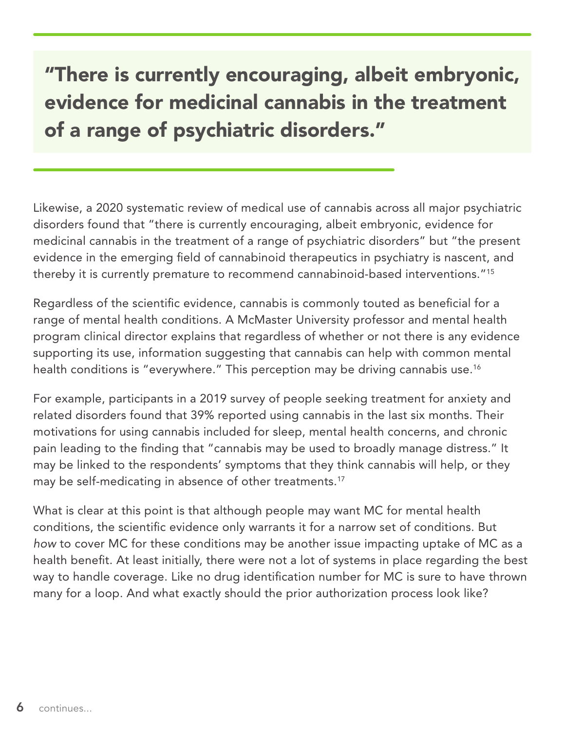> **"There is currently encouraging, albeit embryonic, evidence for medicinal cannabis in the treatment of a range of psychiatric disorders."**

Likewise, a 2020 systematic review of medical use of cannabis across all major psychiatric disorders found that "there is currently encouraging, albeit embryonic, evidence for medicinal cannabis in the treatment of a range of psychiatric disorders" but "the present evidence in the emerging field of cannabinoid therapeutics in psychiatry is nascent, and thereby it is currently premature to recommend cannabinoid-based interventions."[15]

Regardless of the scientific evidence, cannabis is commonly touted as beneficial for a range of mental health conditions. A McMaster University professor and mental health program clinical director explains that regardless of whether or not there is any evidence supporting its use, information suggesting that cannabis can help with common mental health conditions is "everywhere." This perception may be driving cannabis use.[16]

For example, participants in a 2019 survey of people seeking treatment for anxiety and related disorders found that 39% reported using cannabis in the last six months. Their motivations for using cannabis included for sleep, mental health concerns, and chronic pain leading to the finding that "cannabis may be used to broadly manage distress." It may be linked to the respondents' symptoms that they think cannabis will help, or they may be self-medicating in absence of other treatments.[17]

What is clear at this point is that although people may want MC for mental health conditions, the scientific evidence only warrants it for a narrow set of conditions. But *how* to cover MC for these conditions may be another issue impacting uptake of MC as a health benefit. At least initially, there were not a lot of systems in place regarding the best way to handle coverage. Like no drug identification number for MC is sure to have thrown many for a loop. And what exactly should the prior authorization process look like?

continues...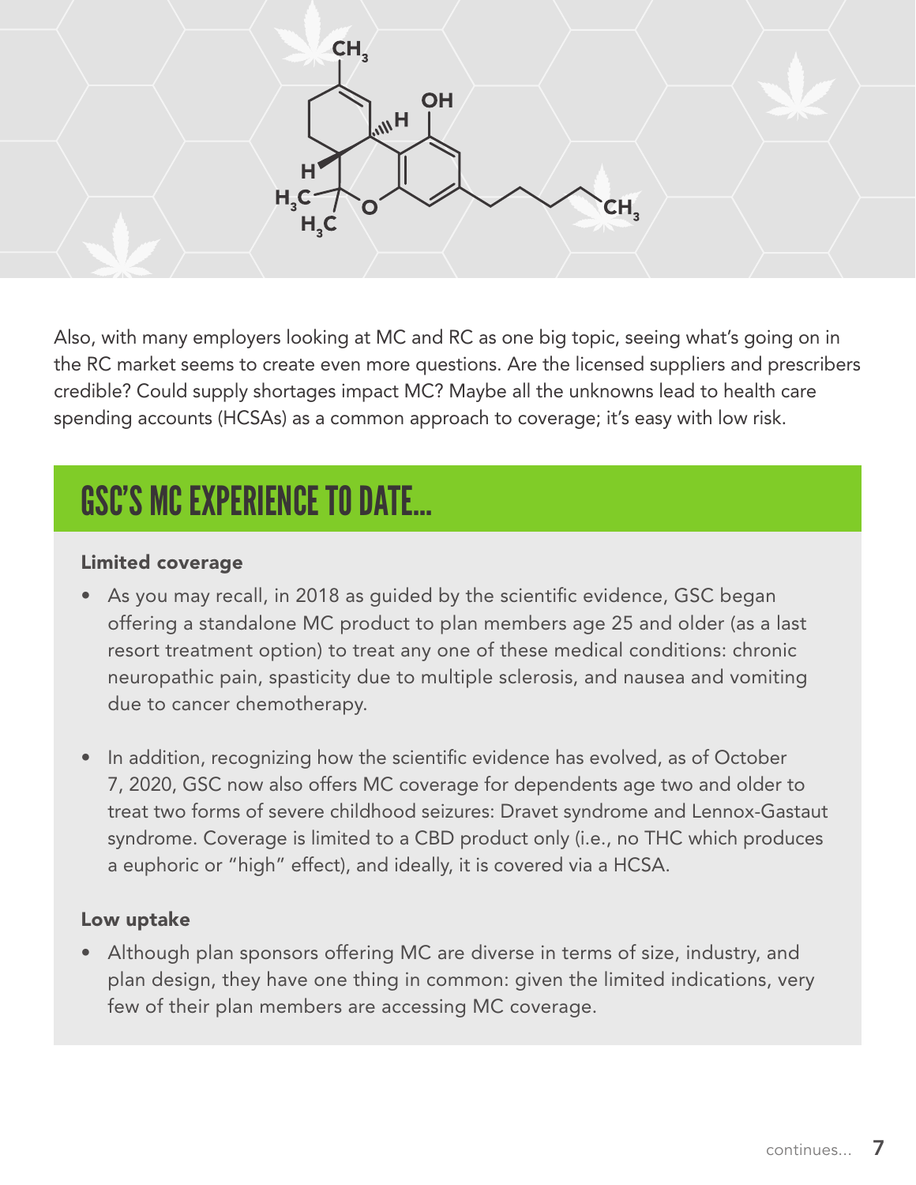Also, with many employers looking at MC and RC as one big topic, seeing what's going on in the RC market seems to create even more questions. Are the licensed suppliers and prescribers credible? Could supply shortages impact MC? Maybe all the unknowns lead to health care spending accounts (HCSAs) as a common approach to coverage; it's easy with low risk.

## GSC'S MC EXPERIENCE TO DATE...

**Limited coverage**

- As you may recall, in 2018 as guided by the scientific evidence, GSC began offering a standalone MC product to plan members age 25 and older (as a last resort treatment option) to treat any one of these medical conditions: chronic neuropathic pain, spasticity due to multiple sclerosis, and nausea and vomiting due to cancer chemotherapy.

- In addition, recognizing how the scientific evidence has evolved, as of October 7, 2020, GSC now also offers MC coverage for dependents age two and older to treat two forms of severe childhood seizures: Dravet syndrome and Lennox-Gastaut syndrome. Coverage is limited to a CBD product only (i.e., no THC which produces a euphoric or "high" effect), and ideally, it is covered via a HCSA.

**Low uptake**

- Although plan sponsors offering MC are diverse in terms of size, industry, and plan design, they have one thing in common: given the limited indications, very few of their plan members are accessing MC coverage.

continues...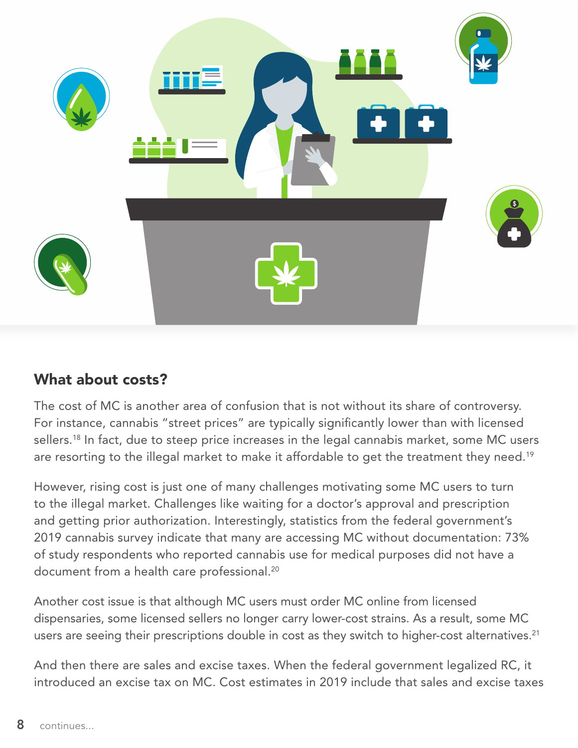## What about costs?

The cost of MC is another area of confusion that is not without its share of controversy. For instance, cannabis "street prices" are typically significantly lower than with licensed sellers.[18] In fact, due to steep price increases in the legal cannabis market, some MC users are resorting to the illegal market to make it affordable to get the treatment they need.[19]

However, rising cost is just one of many challenges motivating some MC users to turn to the illegal market. Challenges like waiting for a doctor's approval and prescription and getting prior authorization. Interestingly, statistics from the federal government's 2019 cannabis survey indicate that many are accessing MC without documentation: 73% of study respondents who reported cannabis use for medical purposes did not have a document from a health care professional.[20]

Another cost issue is that although MC users must order MC online from licensed dispensaries, some licensed sellers no longer carry lower-cost strains. As a result, some MC users are seeing their prescriptions double in cost as they switch to higher-cost alternatives.[21]

And then there are sales and excise taxes. When the federal government legalized RC, it introduced an excise tax on MC. Cost estimates in 2019 include that sales and excise taxes

continues...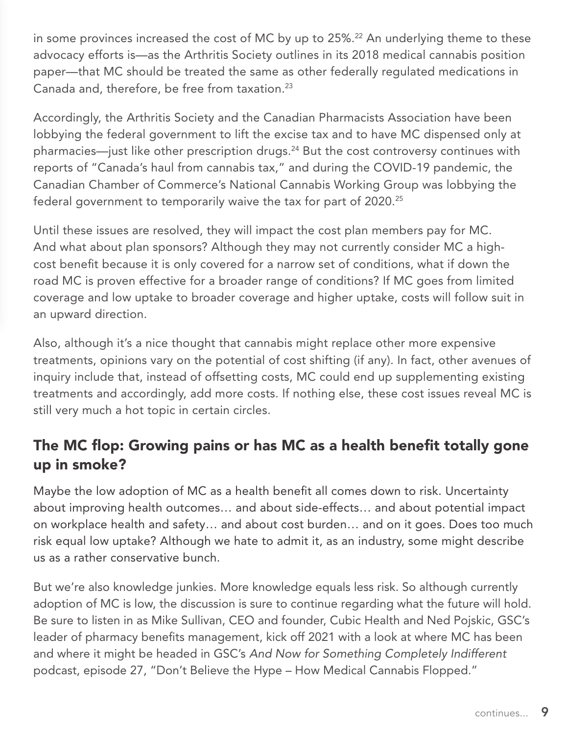in some provinces increased the cost of MC by up to 25%.[22] An underlying theme to these advocacy efforts is—as the Arthritis Society outlines in its 2018 medical cannabis position paper—that MC should be treated the same as other federally regulated medications in Canada and, therefore, be free from taxation.[23]

Accordingly, the Arthritis Society and the Canadian Pharmacists Association have been lobbying the federal government to lift the excise tax and to have MC dispensed only at pharmacies—just like other prescription drugs.[24] But the cost controversy continues with reports of "Canada's haul from cannabis tax," and during the COVID-19 pandemic, the Canadian Chamber of Commerce's National Cannabis Working Group was lobbying the federal government to temporarily waive the tax for part of 2020.[25]

Until these issues are resolved, they will impact the cost plan members pay for MC. And what about plan sponsors? Although they may not currently consider MC a high-cost benefit because it is only covered for a narrow set of conditions, what if down the road MC is proven effective for a broader range of conditions? If MC goes from limited coverage and low uptake to broader coverage and higher uptake, costs will follow suit in an upward direction.

Also, although it's a nice thought that cannabis might replace other more expensive treatments, opinions vary on the potential of cost shifting (if any). In fact, other avenues of inquiry include that, instead of offsetting costs, MC could end up supplementing existing treatments and accordingly, add more costs. If nothing else, these cost issues reveal MC is still very much a hot topic in certain circles.

## The MC flop: Growing pains or has MC as a health benefit totally gone up in smoke?

Maybe the low adoption of MC as a health benefit all comes down to risk. Uncertainty about improving health outcomes… and about side-effects… and about potential impact on workplace health and safety… and about cost burden… and on it goes. Does too much risk equal low uptake? Although we hate to admit it, as an industry, some might describe us as a rather conservative bunch.

But we're also knowledge junkies. More knowledge equals less risk. So although currently adoption of MC is low, the discussion is sure to continue regarding what the future will hold. Be sure to listen in as Mike Sullivan, CEO and founder, Cubic Health and Ned Pojskic, GSC's leader of pharmacy benefits management, kick off 2021 with a look at where MC has been and where it might be headed in GSC's *And Now for Something Completely Indifferent* podcast, episode 27, "Don't Believe the Hype – How Medical Cannabis Flopped."

continues…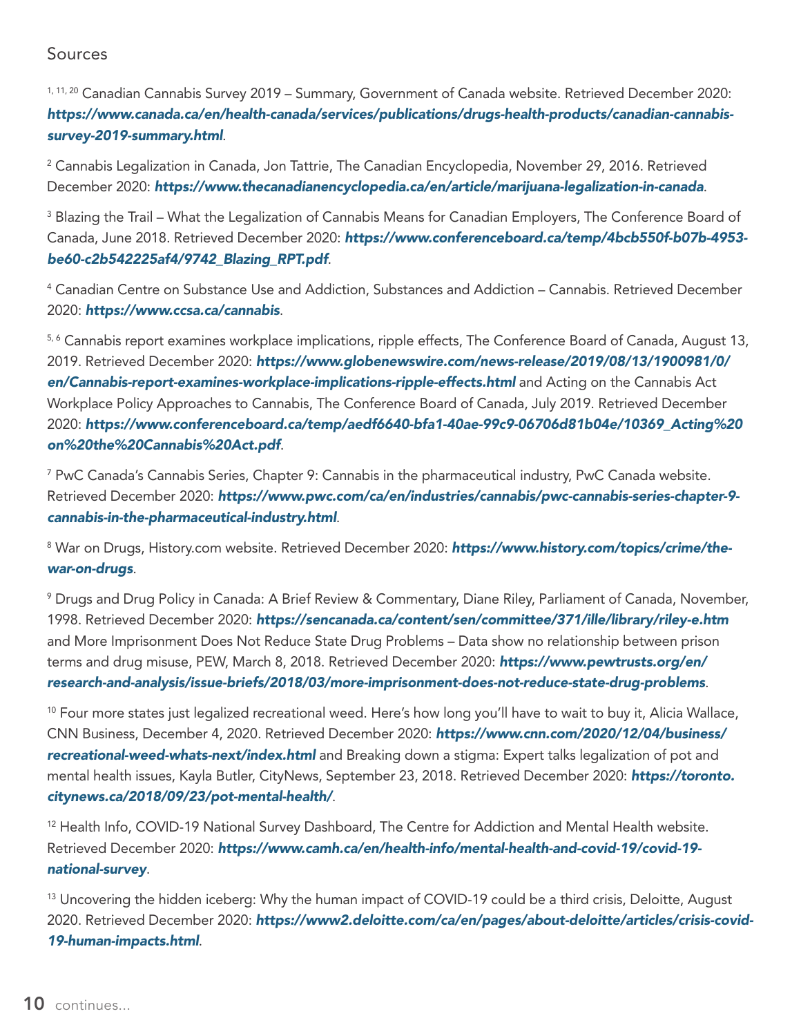## Sources

[1, 11, 20] Canadian Cannabis Survey 2019 – Summary, Government of Canada website. Retrieved December 2020: ***https://www.canada.ca/en/health-canada/services/publications/drugs-health-products/canadian-cannabis-survey-2019-summary.html***.

[2] Cannabis Legalization in Canada, Jon Tattrie, The Canadian Encyclopedia, November 29, 2016. Retrieved December 2020: ***https://www.thecanadianencyclopedia.ca/en/article/marijuana-legalization-in-canada***.

[3] Blazing the Trail – What the Legalization of Cannabis Means for Canadian Employers, The Conference Board of Canada, June 2018. Retrieved December 2020: ***https://www.conferenceboard.ca/temp/4bcb550f-b07b-4953-be60-c2b542225af4/9742_Blazing_RPT.pdf***.

[4] Canadian Centre on Substance Use and Addiction, Substances and Addiction – Cannabis. Retrieved December 2020: ***https://www.ccsa.ca/cannabis***.

[5, 6] Cannabis report examines workplace implications, ripple effects, The Conference Board of Canada, August 13, 2019. Retrieved December 2020: ***https://www.globenewswire.com/news-release/2019/08/13/1900981/0/en/Cannabis-report-examines-workplace-implications-ripple-effects.html*** and Acting on the Cannabis Act Workplace Policy Approaches to Cannabis, The Conference Board of Canada, July 2019. Retrieved December 2020: ***https://www.conferenceboard.ca/temp/aedf6640-bfa1-40ae-99c9-06706d81b04e/10369_Acting%20on%20the%20Cannabis%20Act.pdf***.

[7] PwC Canada's Cannabis Series, Chapter 9: Cannabis in the pharmaceutical industry, PwC Canada website. Retrieved December 2020: ***https://www.pwc.com/ca/en/industries/cannabis/pwc-cannabis-series-chapter-9-cannabis-in-the-pharmaceutical-industry.html***.

[8] War on Drugs, History.com website. Retrieved December 2020: ***https://www.history.com/topics/crime/the-war-on-drugs***.

[9] Drugs and Drug Policy in Canada: A Brief Review & Commentary, Diane Riley, Parliament of Canada, November, 1998. Retrieved December 2020: ***https://sencanada.ca/content/sen/committee/371/ille/library/riley-e.htm*** and More Imprisonment Does Not Reduce State Drug Problems – Data show no relationship between prison terms and drug misuse, PEW, March 8, 2018. Retrieved December 2020: ***https://www.pewtrusts.org/en/research-and-analysis/issue-briefs/2018/03/more-imprisonment-does-not-reduce-state-drug-problems***.

[10] Four more states just legalized recreational weed. Here's how long you'll have to wait to buy it, Alicia Wallace, CNN Business, December 4, 2020. Retrieved December 2020: ***https://www.cnn.com/2020/12/04/business/recreational-weed-whats-next/index.html*** and Breaking down a stigma: Expert talks legalization of pot and mental health issues, Kayla Butler, CityNews, September 23, 2018. Retrieved December 2020: ***https://toronto.citynews.ca/2018/09/23/pot-mental-health/***.

[12] Health Info, COVID-19 National Survey Dashboard, The Centre for Addiction and Mental Health website. Retrieved December 2020: ***https://www.camh.ca/en/health-info/mental-health-and-covid-19/covid-19-national-survey***.

[13] Uncovering the hidden iceberg: Why the human impact of COVID-19 could be a third crisis, Deloitte, August 2020. Retrieved December 2020: ***https://www2.deloitte.com/ca/en/pages/about-deloitte/articles/crisis-covid-19-human-impacts.html***.

continues...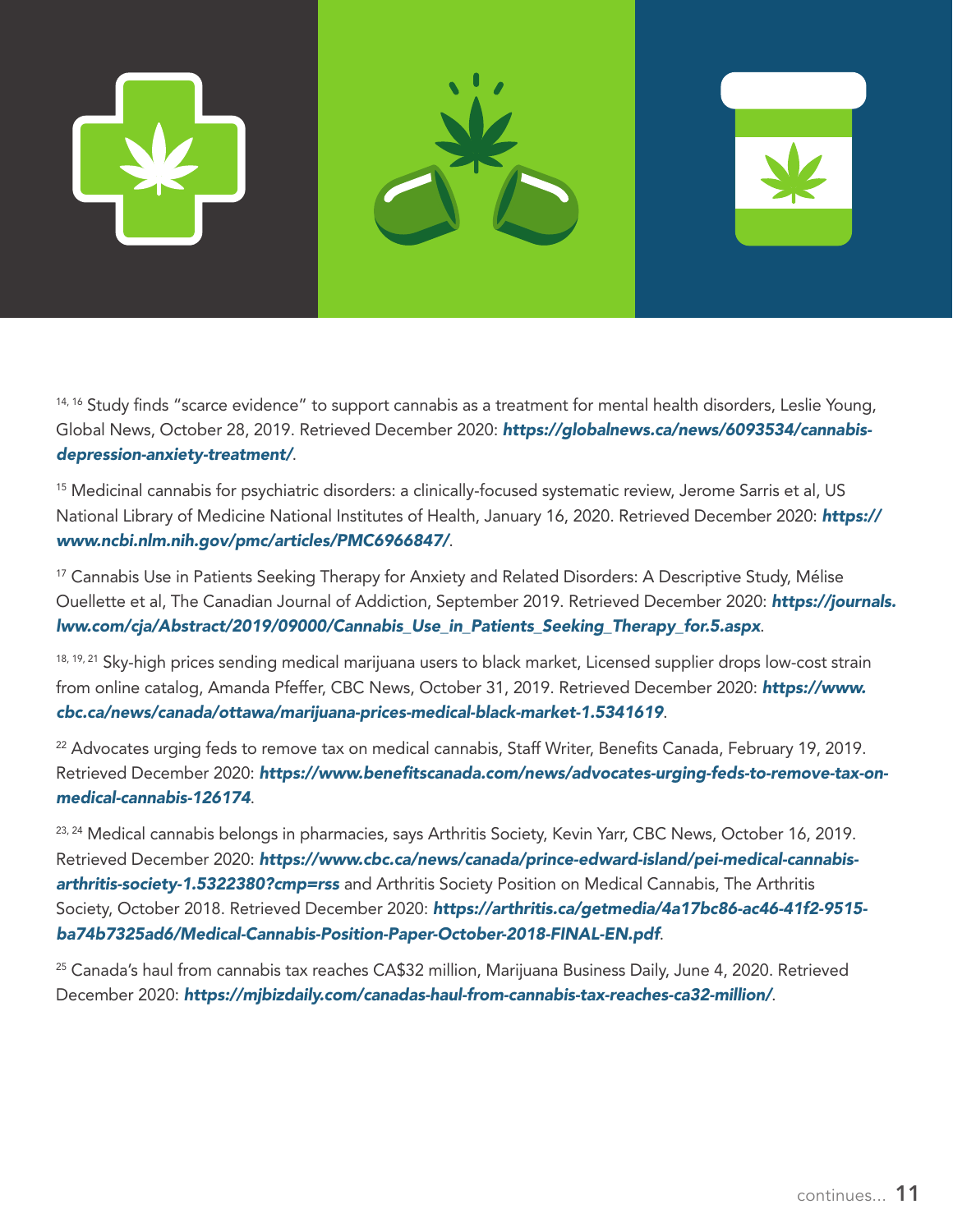[14, 16] Study finds “scarce evidence” to support cannabis as a treatment for mental health disorders, Leslie Young, Global News, October 28, 2019. Retrieved December 2020: ***https://globalnews.ca/news/6093534/cannabis-depression-anxiety-treatment/***.

[15] Medicinal cannabis for psychiatric disorders: a clinically-focused systematic review, Jerome Sarris et al, US National Library of Medicine National Institutes of Health, January 16, 2020. Retrieved December 2020: ***https://www.ncbi.nlm.nih.gov/pmc/articles/PMC6966847/***.

[17] Cannabis Use in Patients Seeking Therapy for Anxiety and Related Disorders: A Descriptive Study, Mélise Ouellette et al, The Canadian Journal of Addiction, September 2019. Retrieved December 2020: ***https://journals.lww.com/cja/Abstract/2019/09000/Cannabis_Use_in_Patients_Seeking_Therapy_for.5.aspx***.

[18, 19, 21] Sky-high prices sending medical marijuana users to black market, Licensed supplier drops low-cost strain from online catalog, Amanda Pfeffer, CBC News, October 31, 2019. Retrieved December 2020: ***https://www.cbc.ca/news/canada/ottawa/marijuana-prices-medical-black-market-1.5341619***.

[22] Advocates urging feds to remove tax on medical cannabis, Staff Writer, Benefits Canada, February 19, 2019. Retrieved December 2020: ***https://www.benefitscanada.com/news/advocates-urging-feds-to-remove-tax-on-medical-cannabis-126174***.

[23, 24] Medical cannabis belongs in pharmacies, says Arthritis Society, Kevin Yarr, CBC News, October 16, 2019. Retrieved December 2020: ***https://www.cbc.ca/news/canada/prince-edward-island/pei-medical-cannabis-arthritis-society-1.5322380?cmp=rss*** and Arthritis Society Position on Medical Cannabis, The Arthritis Society, October 2018. Retrieved December 2020: ***https://arthritis.ca/getmedia/4a17bc86-ac46-41f2-9515-ba74b7325ad6/Medical-Cannabis-Position-Paper-October-2018-FINAL-EN.pdf***.

[25] Canada’s haul from cannabis tax reaches CA$32 million, Marijuana Business Daily, June 4, 2020. Retrieved December 2020: ***https://mjbizdaily.com/canadas-haul-from-cannabis-tax-reaches-ca32-million/***.

continues...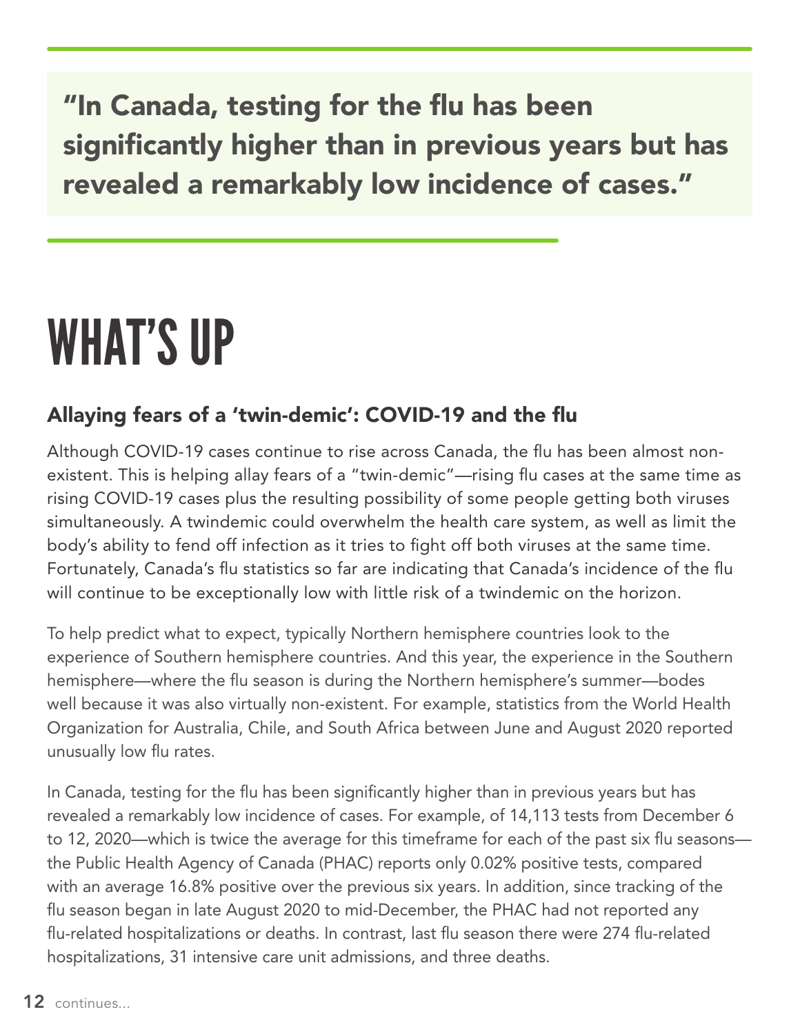> **"In Canada, testing for the flu has been significantly higher than in previous years but has revealed a remarkably low incidence of cases."**

# WHAT'S UP

## Allaying fears of a 'twin-demic': COVID-19 and the flu

Although COVID-19 cases continue to rise across Canada, the flu has been almost non-existent. This is helping allay fears of a "twin-demic"—rising flu cases at the same time as rising COVID-19 cases plus the resulting possibility of some people getting both viruses simultaneously. A twindemic could overwhelm the health care system, as well as limit the body's ability to fend off infection as it tries to fight off both viruses at the same time. Fortunately, Canada's flu statistics so far are indicating that Canada's incidence of the flu will continue to be exceptionally low with little risk of a twindemic on the horizon.

To help predict what to expect, typically Northern hemisphere countries look to the experience of Southern hemisphere countries. And this year, the experience in the Southern hemisphere—where the flu season is during the Northern hemisphere's summer—bodes well because it was also virtually non-existent. For example, statistics from the World Health Organization for Australia, Chile, and South Africa between June and August 2020 reported unusually low flu rates.

In Canada, testing for the flu has been significantly higher than in previous years but has revealed a remarkably low incidence of cases. For example, of 14,113 tests from December 6 to 12, 2020—which is twice the average for this timeframe for each of the past six flu seasons—the Public Health Agency of Canada (PHAC) reports only 0.02% positive tests, compared with an average 16.8% positive over the previous six years. In addition, since tracking of the flu season began in late August 2020 to mid-December, the PHAC had not reported any flu-related hospitalizations or deaths. In contrast, last flu season there were 274 flu-related hospitalizations, 31 intensive care unit admissions, and three deaths.

continues...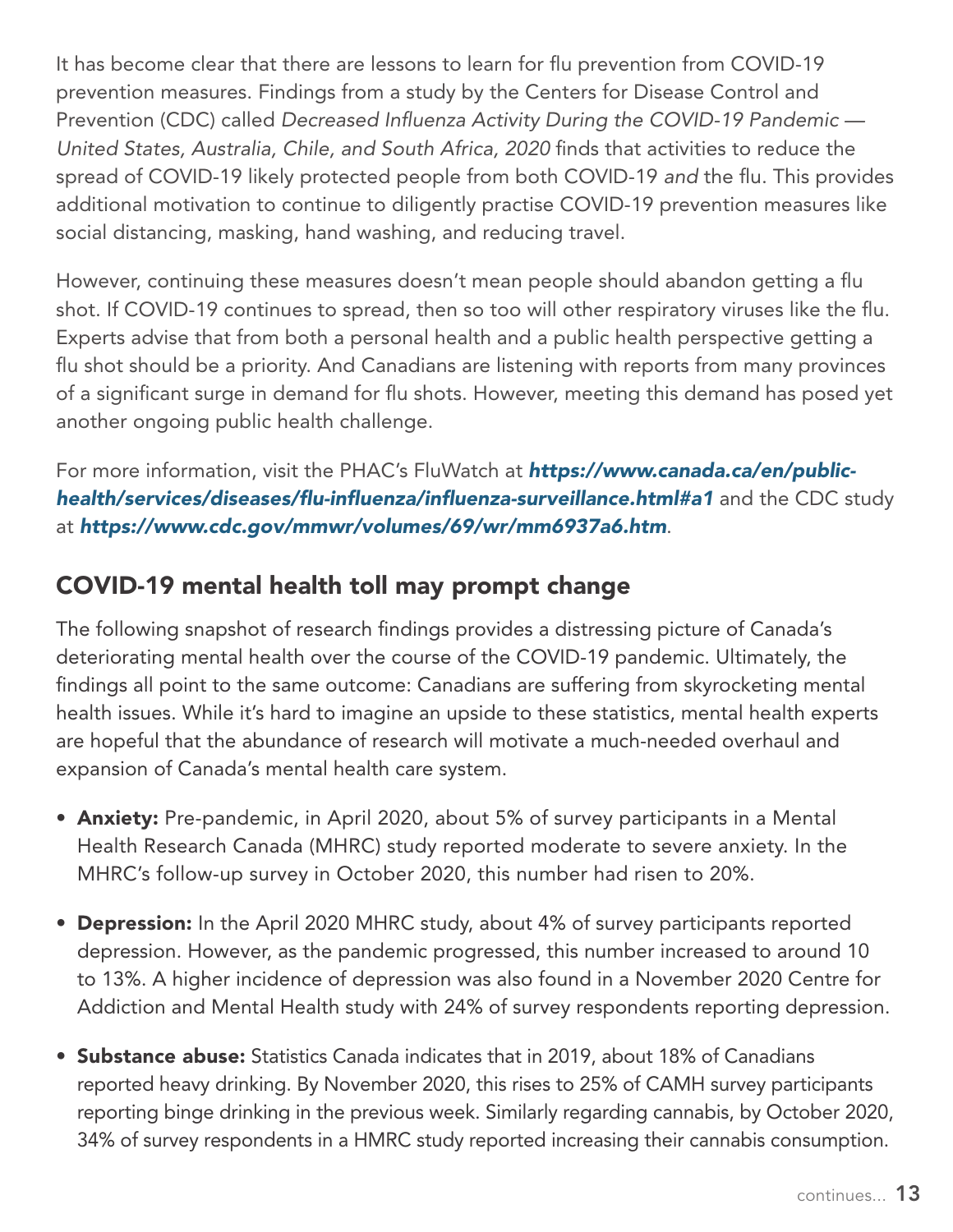It has become clear that there are lessons to learn for flu prevention from COVID-19 prevention measures. Findings from a study by the Centers for Disease Control and Prevention (CDC) called *Decreased Influenza Activity During the COVID-19 Pandemic — United States, Australia, Chile, and South Africa, 2020* finds that activities to reduce the spread of COVID-19 likely protected people from both COVID-19 *and* the flu. This provides additional motivation to continue to diligently practise COVID-19 prevention measures like social distancing, masking, hand washing, and reducing travel.

However, continuing these measures doesn't mean people should abandon getting a flu shot. If COVID-19 continues to spread, then so too will other respiratory viruses like the flu. Experts advise that from both a personal health and a public health perspective getting a flu shot should be a priority. And Canadians are listening with reports from many provinces of a significant surge in demand for flu shots. However, meeting this demand has posed yet another ongoing public health challenge.

For more information, visit the PHAC's FluWatch at ***https://www.canada.ca/en/public-health/services/diseases/flu-influenza/influenza-surveillance.html#a1*** and the CDC study at ***https://www.cdc.gov/mmwr/volumes/69/wr/mm6937a6.htm***.

## COVID-19 mental health toll may prompt change

The following snapshot of research findings provides a distressing picture of Canada's deteriorating mental health over the course of the COVID-19 pandemic. Ultimately, the findings all point to the same outcome: Canadians are suffering from skyrocketing mental health issues. While it's hard to imagine an upside to these statistics, mental health experts are hopeful that the abundance of research will motivate a much-needed overhaul and expansion of Canada's mental health care system.

- **Anxiety:** Pre-pandemic, in April 2020, about 5% of survey participants in a Mental Health Research Canada (MHRC) study reported moderate to severe anxiety. In the MHRC's follow-up survey in October 2020, this number had risen to 20%.
- **Depression:** In the April 2020 MHRC study, about 4% of survey participants reported depression. However, as the pandemic progressed, this number increased to around 10 to 13%. A higher incidence of depression was also found in a November 2020 Centre for Addiction and Mental Health study with 24% of survey respondents reporting depression.
- **Substance abuse:** Statistics Canada indicates that in 2019, about 18% of Canadians reported heavy drinking. By November 2020, this rises to 25% of CAMH survey participants reporting binge drinking in the previous week. Similarly regarding cannabis, by October 2020, 34% of survey respondents in a HMRC study reported increasing their cannabis consumption.

continues...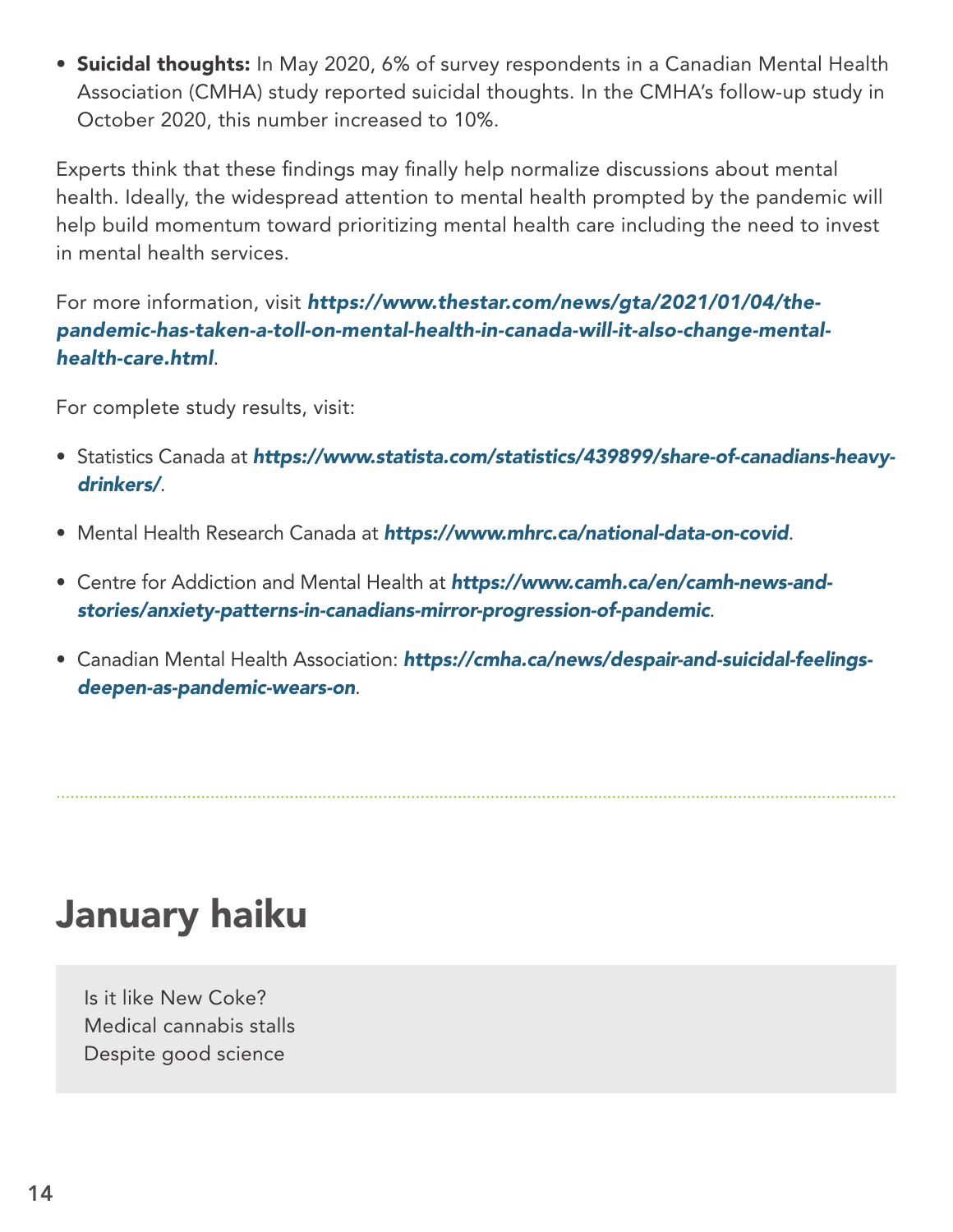- **Suicidal thoughts:** In May 2020, 6% of survey respondents in a Canadian Mental Health Association (CMHA) study reported suicidal thoughts. In the CMHA's follow-up study in October 2020, this number increased to 10%.

Experts think that these findings may finally help normalize discussions about mental health. Ideally, the widespread attention to mental health prompted by the pandemic will help build momentum toward prioritizing mental health care including the need to invest in mental health services.

For more information, visit ***https://www.thestar.com/news/gta/2021/01/04/the-pandemic-has-taken-a-toll-on-mental-health-in-canada-will-it-also-change-mental-health-care.html***.

For complete study results, visit:

- Statistics Canada at ***https://www.statista.com/statistics/439899/share-of-canadians-heavy-drinkers/***.
- Mental Health Research Canada at ***https://www.mhrc.ca/national-data-on-covid***.
- Centre for Addiction and Mental Health at ***https://www.camh.ca/en/camh-news-and-stories/anxiety-patterns-in-canadians-mirror-progression-of-pandemic***.
- Canadian Mental Health Association: ***https://cmha.ca/news/despair-and-suicidal-feelings-deepen-as-pandemic-wears-on***.

---

# January haiku

Is it like New Coke?
Medical cannabis stalls
Despite good science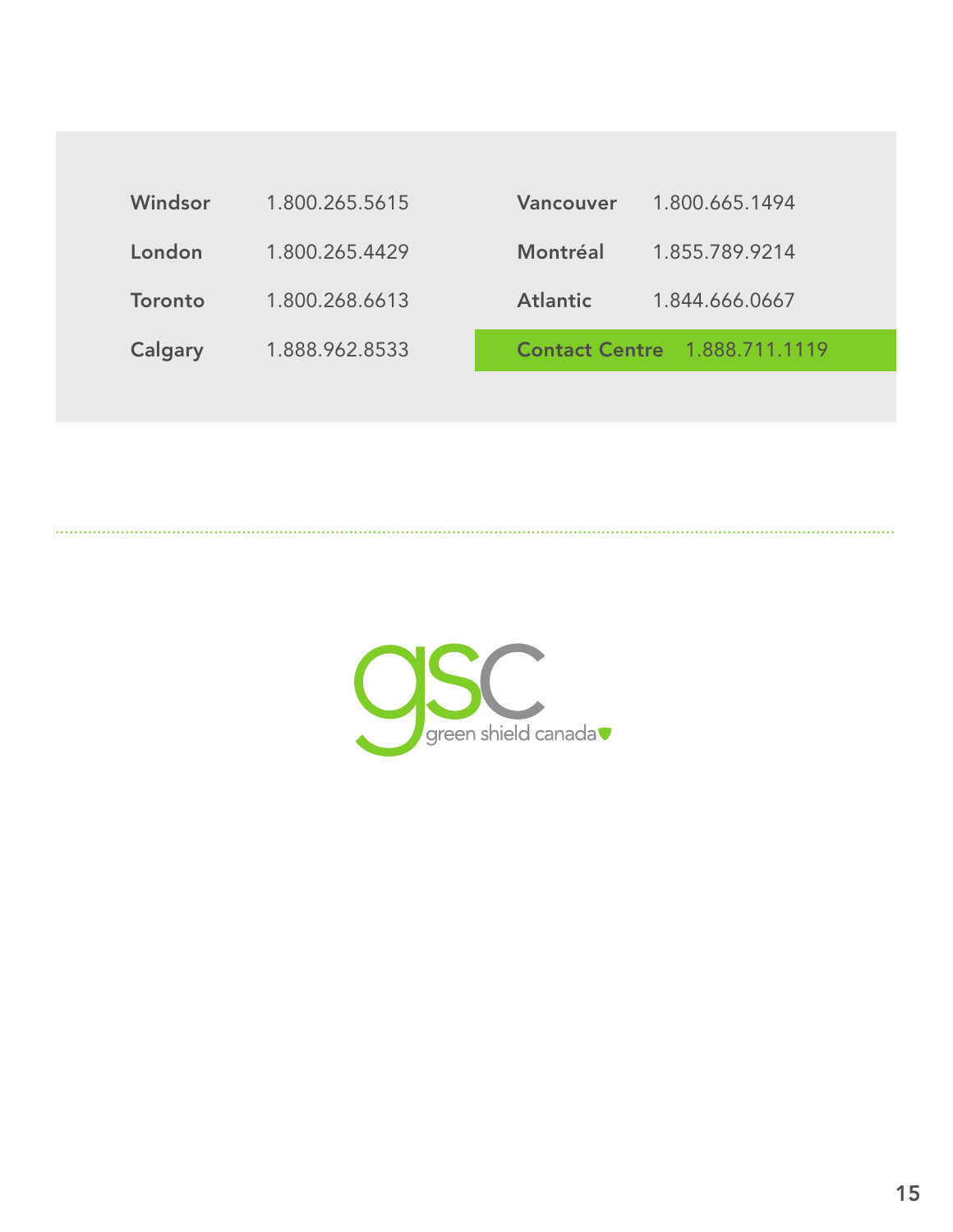| | | | |
|---|---|---|---|
| **Windsor** | 1.800.265.5615 | **Vancouver** | 1.800.665.1494 |
| **London** | 1.800.265.4429 | **Montréal** | 1.855.789.9214 |
| **Toronto** | 1.800.268.6613 | **Atlantic** | 1.844.666.0667 |
| **Calgary** | 1.888.962.8533 | **Contact Centre** | 1.888.711.1119 |

gsc green shield canada